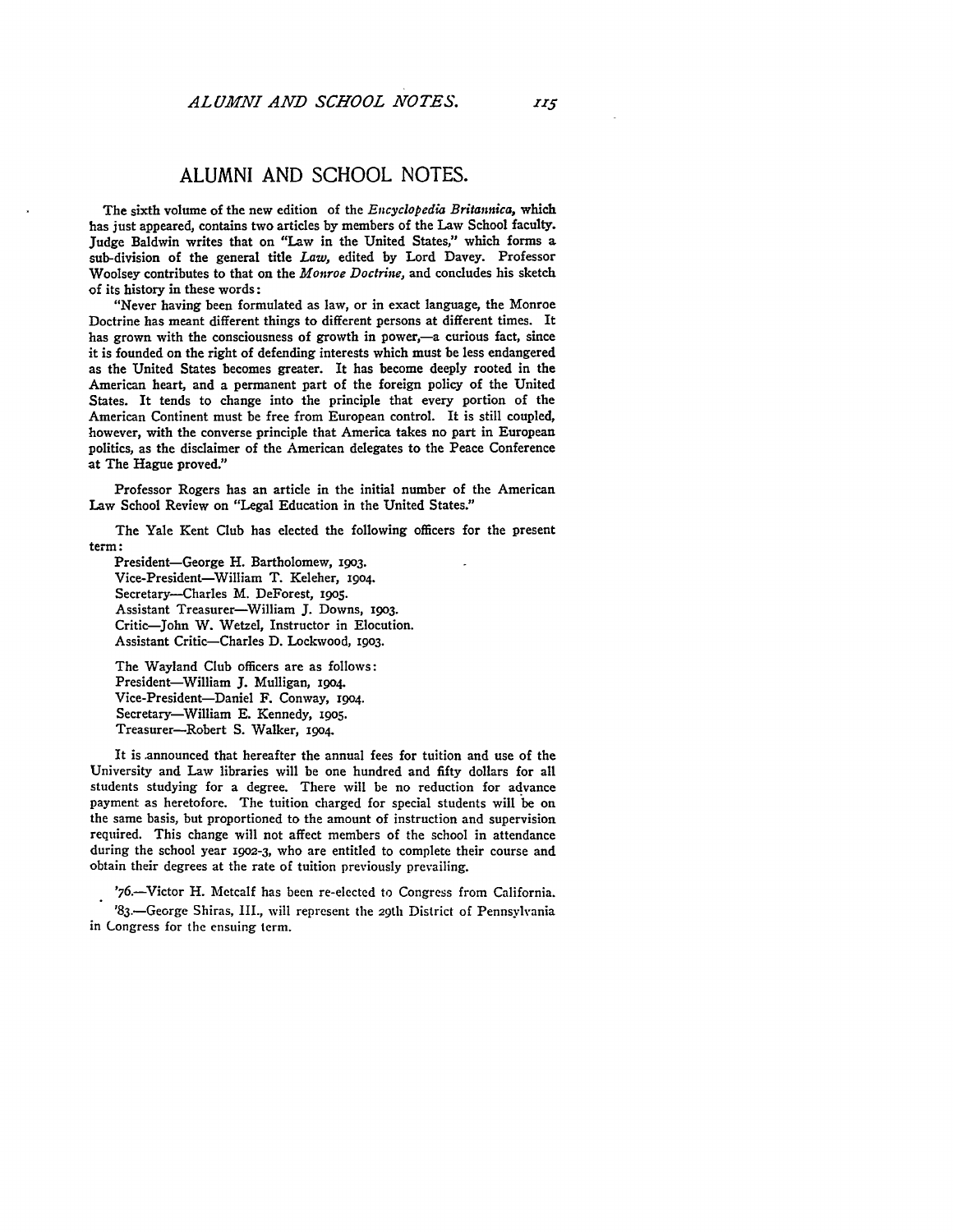# ALUMNI AND SCHOOL NOTES.

The sixth volume of the new edition of the *Encyclopedia Britannica*, which has just appeared, contains two articles by members of the Law School faculty. Judge Baldwin writes that on "Law in the United States," which forms a sub-division of the general title *Law*, edited by Lord Davey. Professor Woolsey contributes to that on the *Monroe Doctrine*, and concludes his sketch of its history in these words:

"Never having been formulated as law, or in exact language, the Monroe Doctrine has meant different things to different persons at different times. It has grown with the consciousness of growth in power,—a curious fact, since it is founded on the right of defending interests which must be less endangered as the United States becomes greater. It has become deeply rooted in the American heart, and a permanent part of the foreign policy of the United States. It tends to change into the principle that every portion of the American Continent must be free from European control. It is still coupled, however, with the converse principle that America takes no part in European politics, as the disclaimer of the American delegates to the Peace Conference at The Hague proved."

Professor Rogers has an article in the initial number of the American Law School Review on "Legal Education in the United States."

The Yale Kent Club has elected the following officers for the present term:

President—George H. Bartholomew, 1903.
Vice-President—William T. Keleher, 1904.
Secretary—Charles M. DeForest, 1905.
Assistant Treasurer—William J. Downs, 1903.
Critic—John W. Wetzel, Instructor in Elocution.
Assistant Critic—Charles D. Lockwood, 1903.

The Wayland Club officers are as follows:
President—William J. Mulligan, 1904.
Vice-President—Daniel F. Conway, 1904.
Secretary—William E. Kennedy, 1905.
Treasurer—Robert S. Walker, 1904.

It is announced that hereafter the annual fees for tuition and use of the University and Law libraries will be one hundred and fifty dollars for all students studying for a degree. There will be no reduction for advance payment as heretofore. The tuition charged for special students will be on the same basis, but proportioned to the amount of instruction and supervision required. This change will not affect members of the school in attendance during the school year 1902-3, who are entitled to complete their course and obtain their degrees at the rate of tuition previously prevailing.

'76.—Victor H. Metcalf has been re-elected to Congress from California.

'83.—George Shiras, III., will represent the 29th District of Pennsylvania in Congress for the ensuing term.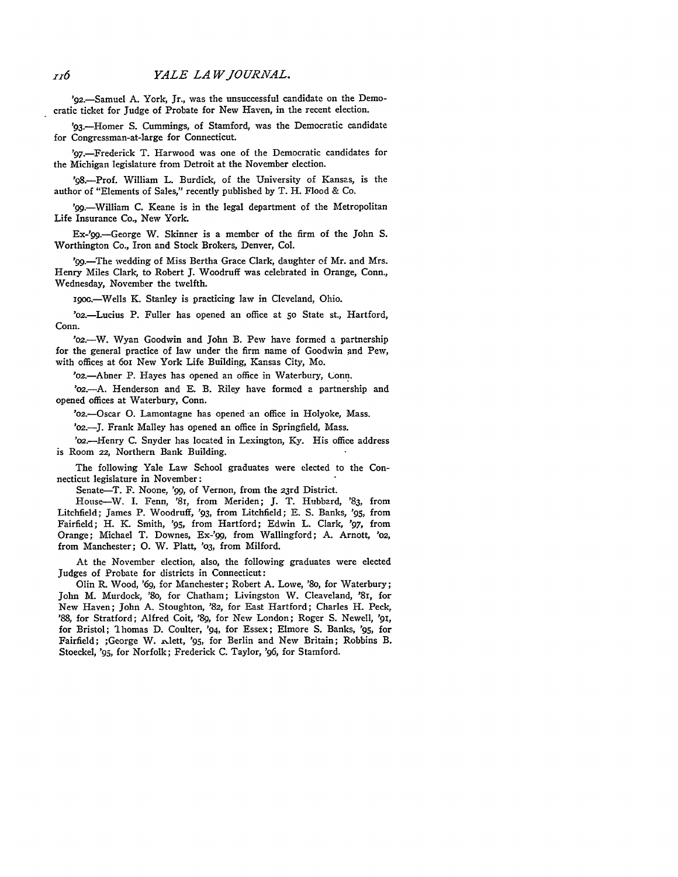'92.—Samuel A. York, Jr., was the unsuccessful candidate on the Democratic ticket for Judge of Probate for New Haven, in the recent election.

'93.—Homer S. Cummings, of Stamford, was the Democratic candidate for Congressman-at-large for Connecticut.

'97.—Frederick T. Harwood was one of the Democratic candidates for the Michigan legislature from Detroit at the November election.

'98.—Prof. William L. Burdick, of the University of Kansas, is the author of "Elements of Sales," recently published by T. H. Flood & Co.

'99.—William C. Keane is in the legal department of the Metropolitan Life Insurance Co., New York.

Ex-'99.—George W. Skinner is a member of the firm of the John S. Worthington Co., Iron and Stock Brokers, Denver, Col.

'99.—The wedding of Miss Bertha Grace Clark, daughter of Mr. and Mrs. Henry Miles Clark, to Robert J. Woodruff was celebrated in Orange, Conn., Wednesday, November the twelfth.

1900.—Wells K. Stanley is practicing law in Cleveland, Ohio.

'02.—Lucius P. Fuller has opened an office at 50 State st., Hartford, Conn.

'02.—W. Wyan Goodwin and John B. Pew have formed a partnership for the general practice of law under the firm name of Goodwin and Pew, with offices at 601 New York Life Building, Kansas City, Mo.

'02.—Abner P. Hayes has opened an office in Waterbury, Conn.

'02.—A. Henderson and E. B. Riley have formed a partnership and opened offices at Waterbury, Conn.

'02.—Oscar O. Lamontagne has opened an office in Holyoke, Mass.

'02.—J. Frank Malley has opened an office in Springfield, Mass.

'02.—Henry C. Snyder has located in Lexington, Ky. His office address is Room 22, Northern Bank Building.

The following Yale Law School graduates were elected to the Connecticut legislature in November:

Senate—T. F. Noone, '99, of Vernon, from the 23rd District.

House—W. I. Fenn, '81, from Meriden; J. T. Hubbard, '83, from Litchfield; James P. Woodruff, '93, from Litchfield; E. S. Banks, '95, from Fairfield; H. K. Smith, '95, from Hartford; Edwin L. Clark, '97, from Orange; Michael T. Downes, Ex-'99, from Wallingford; A. Arnott, '02, from Manchester; O. W. Platt, '03, from Milford.

At the November election, also, the following graduates were elected Judges of Probate for districts in Connecticut:

Olin R. Wood, '69, for Manchester; Robert A. Lowe, '80, for Waterbury; John M. Murdock, '80, for Chatham; Livingston W. Cleaveland, '81, for New Haven; John A. Stoughton, '82, for East Hartford; Charles H. Peck, '88, for Stratford; Alfred Coit, '89, for New London; Roger S. Newell, '91, for Bristol; Thomas D. Coulter, '94, for Essex; Elmore S. Banks, '95, for Fairfield; George W. Klett, '95, for Berlin and New Britain; Robbins B. Stoeckel, '95, for Norfolk; Frederick C. Taylor, '96, for Stamford.